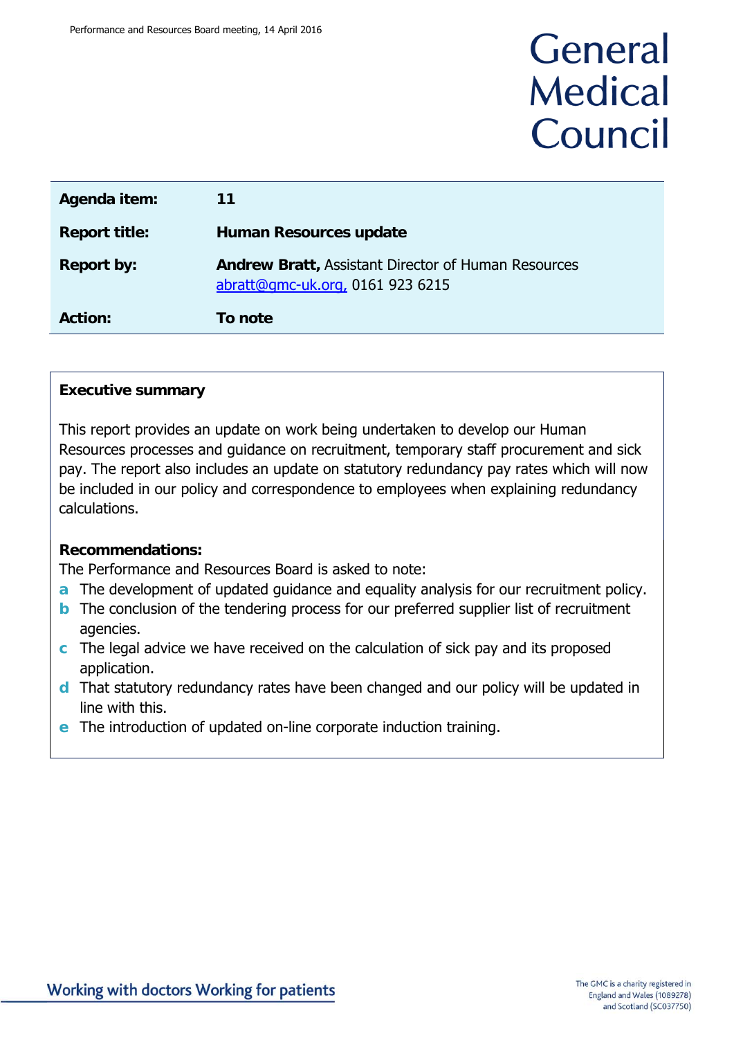# General Medical Council

| Agenda item: | 11 |
| --- | --- |
| Report title: | **Human Resources update** |
| Report by: | **Andrew Bratt,** Assistant Director of Human Resources abratt@gmc-uk.org, 0161 923 6215 |
| Action: | **To note** |

## Executive summary

This report provides an update on work being undertaken to develop our Human Resources processes and guidance on recruitment, temporary staff procurement and sick pay. The report also includes an update on statutory redundancy pay rates which will now be included in our policy and correspondence to employees when explaining redundancy calculations.

**Recommendations:**

The Performance and Resources Board is asked to note:

- **a** The development of updated guidance and equality analysis for our recruitment policy.
- **b** The conclusion of the tendering process for our preferred supplier list of recruitment agencies.
- **c** The legal advice we have received on the calculation of sick pay and its proposed application.
- **d** That statutory redundancy rates have been changed and our policy will be updated in line with this.
- **e** The introduction of updated on-line corporate induction training.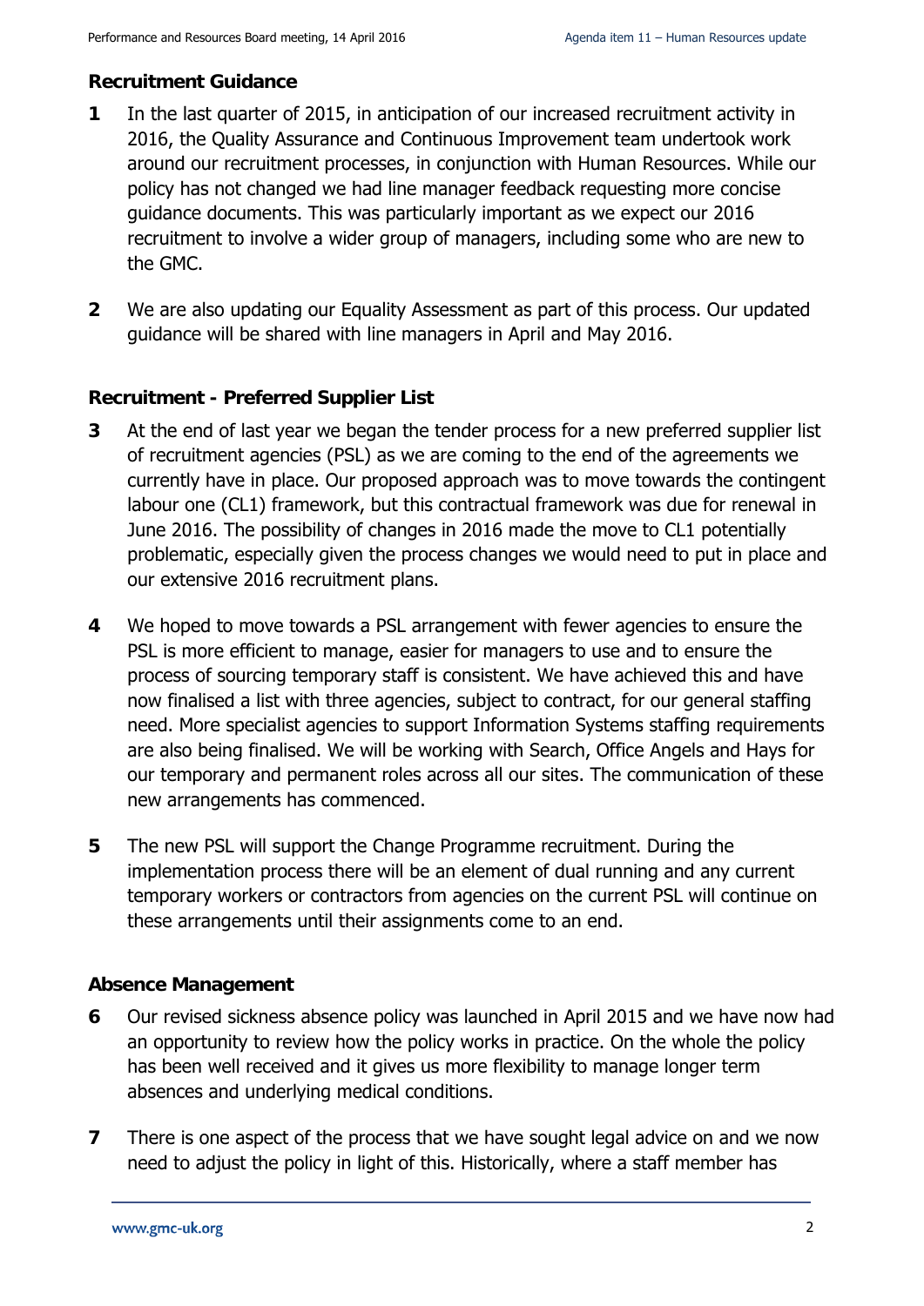## Recruitment Guidance

**1** In the last quarter of 2015, in anticipation of our increased recruitment activity in 2016, the Quality Assurance and Continuous Improvement team undertook work around our recruitment processes, in conjunction with Human Resources. While our policy has not changed we had line manager feedback requesting more concise guidance documents. This was particularly important as we expect our 2016 recruitment to involve a wider group of managers, including some who are new to the GMC.

**2** We are also updating our Equality Assessment as part of this process. Our updated guidance will be shared with line managers in April and May 2016.

## Recruitment - Preferred Supplier List

**3** At the end of last year we began the tender process for a new preferred supplier list of recruitment agencies (PSL) as we are coming to the end of the agreements we currently have in place. Our proposed approach was to move towards the contingent labour one (CL1) framework, but this contractual framework was due for renewal in June 2016. The possibility of changes in 2016 made the move to CL1 potentially problematic, especially given the process changes we would need to put in place and our extensive 2016 recruitment plans.

**4** We hoped to move towards a PSL arrangement with fewer agencies to ensure the PSL is more efficient to manage, easier for managers to use and to ensure the process of sourcing temporary staff is consistent. We have achieved this and have now finalised a list with three agencies, subject to contract, for our general staffing need. More specialist agencies to support Information Systems staffing requirements are also being finalised. We will be working with Search, Office Angels and Hays for our temporary and permanent roles across all our sites. The communication of these new arrangements has commenced.

**5** The new PSL will support the Change Programme recruitment. During the implementation process there will be an element of dual running and any current temporary workers or contractors from agencies on the current PSL will continue on these arrangements until their assignments come to an end.

## Absence Management

**6** Our revised sickness absence policy was launched in April 2015 and we have now had an opportunity to review how the policy works in practice. On the whole the policy has been well received and it gives us more flexibility to manage longer term absences and underlying medical conditions.

**7** There is one aspect of the process that we have sought legal advice on and we now need to adjust the policy in light of this. Historically, where a staff member has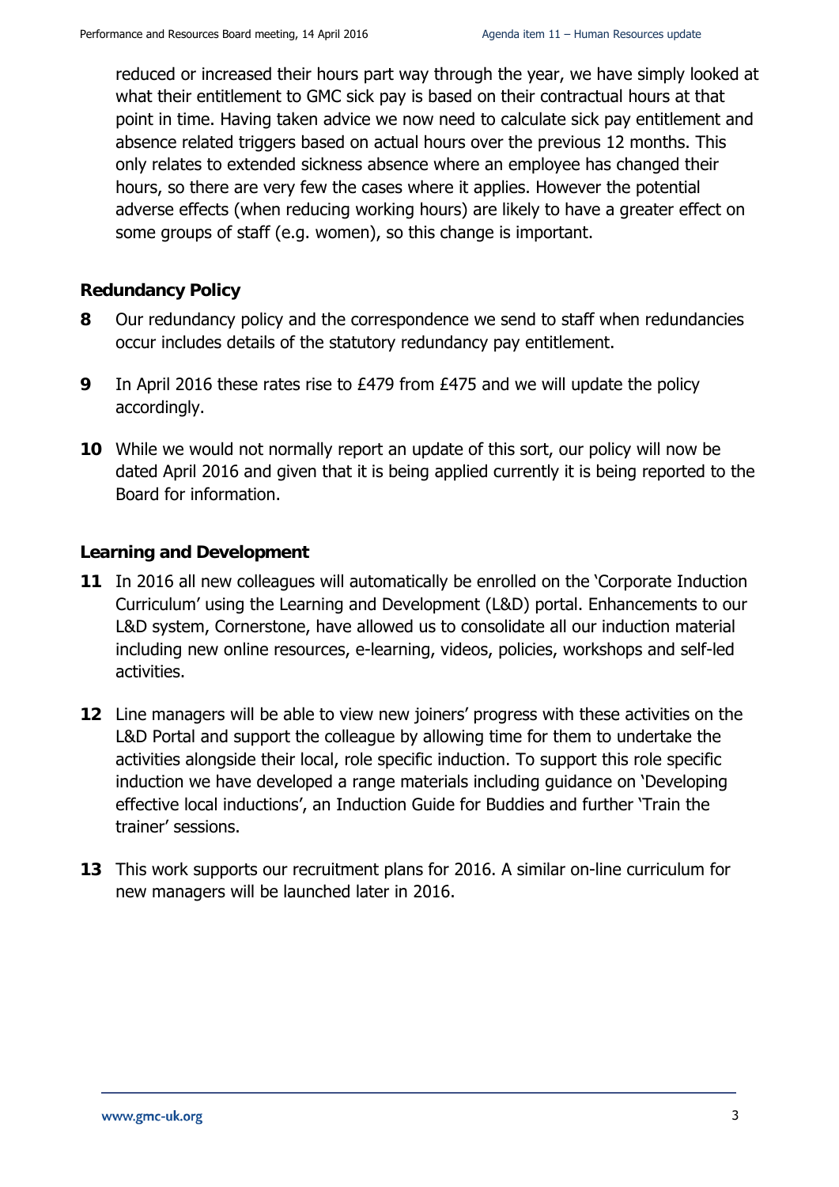reduced or increased their hours part way through the year, we have simply looked at what their entitlement to GMC sick pay is based on their contractual hours at that point in time. Having taken advice we now need to calculate sick pay entitlement and absence related triggers based on actual hours over the previous 12 months. This only relates to extended sickness absence where an employee has changed their hours, so there are very few the cases where it applies. However the potential adverse effects (when reducing working hours) are likely to have a greater effect on some groups of staff (e.g. women), so this change is important.

### Redundancy Policy

**8** Our redundancy policy and the correspondence we send to staff when redundancies occur includes details of the statutory redundancy pay entitlement.

**9** In April 2016 these rates rise to £479 from £475 and we will update the policy accordingly.

**10** While we would not normally report an update of this sort, our policy will now be dated April 2016 and given that it is being applied currently it is being reported to the Board for information.

### Learning and Development

**11** In 2016 all new colleagues will automatically be enrolled on the 'Corporate Induction Curriculum' using the Learning and Development (L&D) portal. Enhancements to our L&D system, Cornerstone, have allowed us to consolidate all our induction material including new online resources, e-learning, videos, policies, workshops and self-led activities.

**12** Line managers will be able to view new joiners' progress with these activities on the L&D Portal and support the colleague by allowing time for them to undertake the activities alongside their local, role specific induction. To support this role specific induction we have developed a range materials including guidance on 'Developing effective local inductions', an Induction Guide for Buddies and further 'Train the trainer' sessions.

**13** This work supports our recruitment plans for 2016. A similar on-line curriculum for new managers will be launched later in 2016.